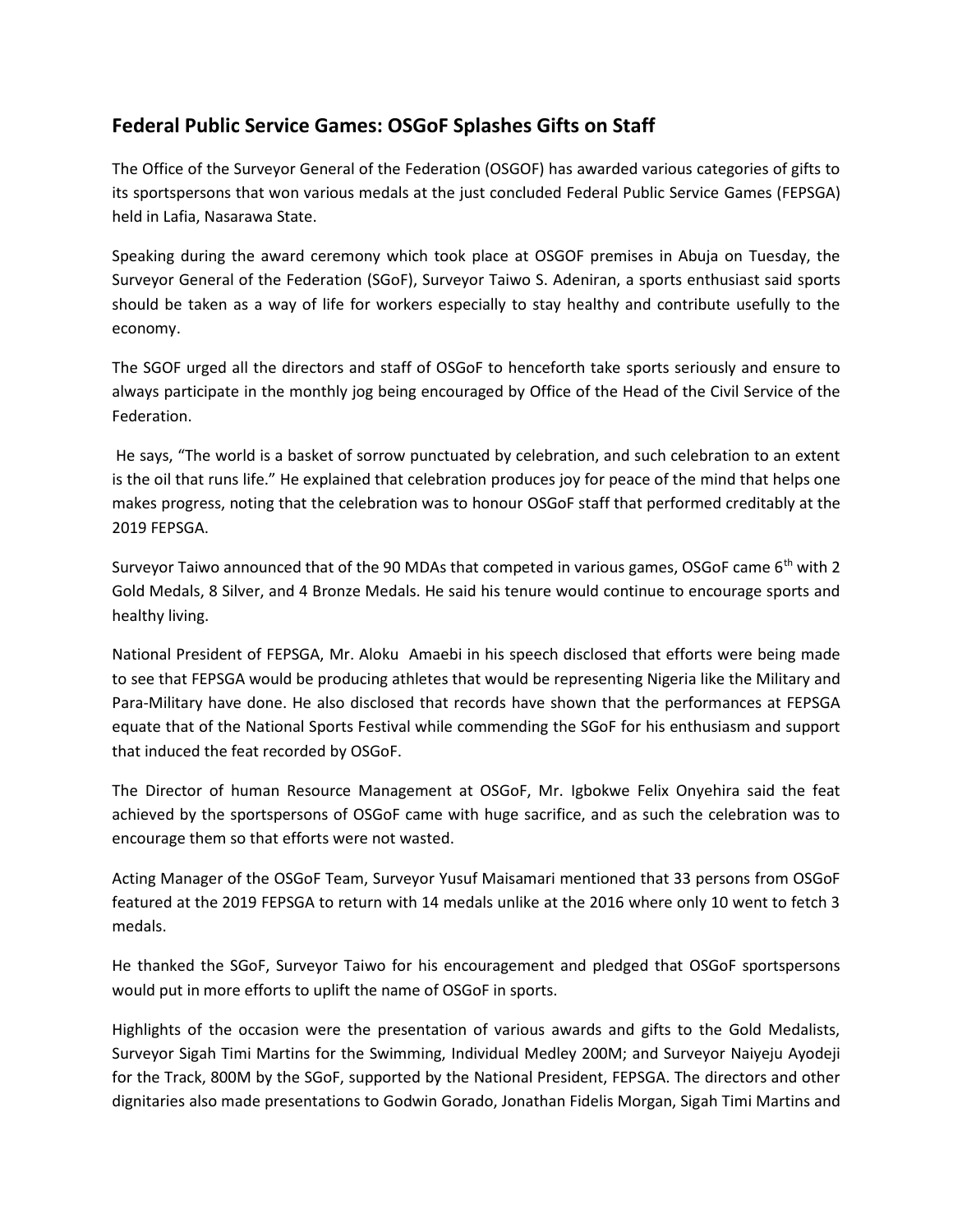## Federal Public Service Games: OSGoF Splashes Gifts on Staff

The Office of the Surveyor General of the Federation (OSGOF) has awarded various categories of gifts to its sportspersons that won various medals at the just concluded Federal Public Service Games (FEPSGA) held in Lafia, Nasarawa State.

Speaking during the award ceremony which took place at OSGOF premises in Abuja on Tuesday, the Surveyor General of the Federation (SGoF), Surveyor Taiwo S. Adeniran, a sports enthusiast said sports should be taken as a way of life for workers especially to stay healthy and contribute usefully to the economy.

The SGOF urged all the directors and staff of OSGoF to henceforth take sports seriously and ensure to always participate in the monthly jog being encouraged by Office of the Head of the Civil Service of the Federation.

He says, "The world is a basket of sorrow punctuated by celebration, and such celebration to an extent is the oil that runs life." He explained that celebration produces joy for peace of the mind that helps one makes progress, noting that the celebration was to honour OSGoF staff that performed creditably at the 2019 FEPSGA.

Surveyor Taiwo announced that of the 90 MDAs that competed in various games, OSGoF came 6th with 2 Gold Medals, 8 Silver, and 4 Bronze Medals. He said his tenure would continue to encourage sports and healthy living.

National President of FEPSGA, Mr. Aloku Amaebi in his speech disclosed that efforts were being made to see that FEPSGA would be producing athletes that would be representing Nigeria like the Military and Para-Military have done. He also disclosed that records have shown that the performances at FEPSGA equate that of the National Sports Festival while commending the SGoF for his enthusiasm and support that induced the feat recorded by OSGoF.

The Director of human Resource Management at OSGoF, Mr. Igbokwe Felix Onyehira said the feat achieved by the sportspersons of OSGoF came with huge sacrifice, and as such the celebration was to encourage them so that efforts were not wasted.

Acting Manager of the OSGoF Team, Surveyor Yusuf Maisamari mentioned that 33 persons from OSGoF featured at the 2019 FEPSGA to return with 14 medals unlike at the 2016 where only 10 went to fetch 3 medals.

He thanked the SGoF, Surveyor Taiwo for his encouragement and pledged that OSGoF sportspersons would put in more efforts to uplift the name of OSGoF in sports.

Highlights of the occasion were the presentation of various awards and gifts to the Gold Medalists, Surveyor Sigah Timi Martins for the Swimming, Individual Medley 200M; and Surveyor Naiyeju Ayodeji for the Track, 800M by the SGoF, supported by the National President, FEPSGA. The directors and other dignitaries also made presentations to Godwin Gorado, Jonathan Fidelis Morgan, Sigah Timi Martins and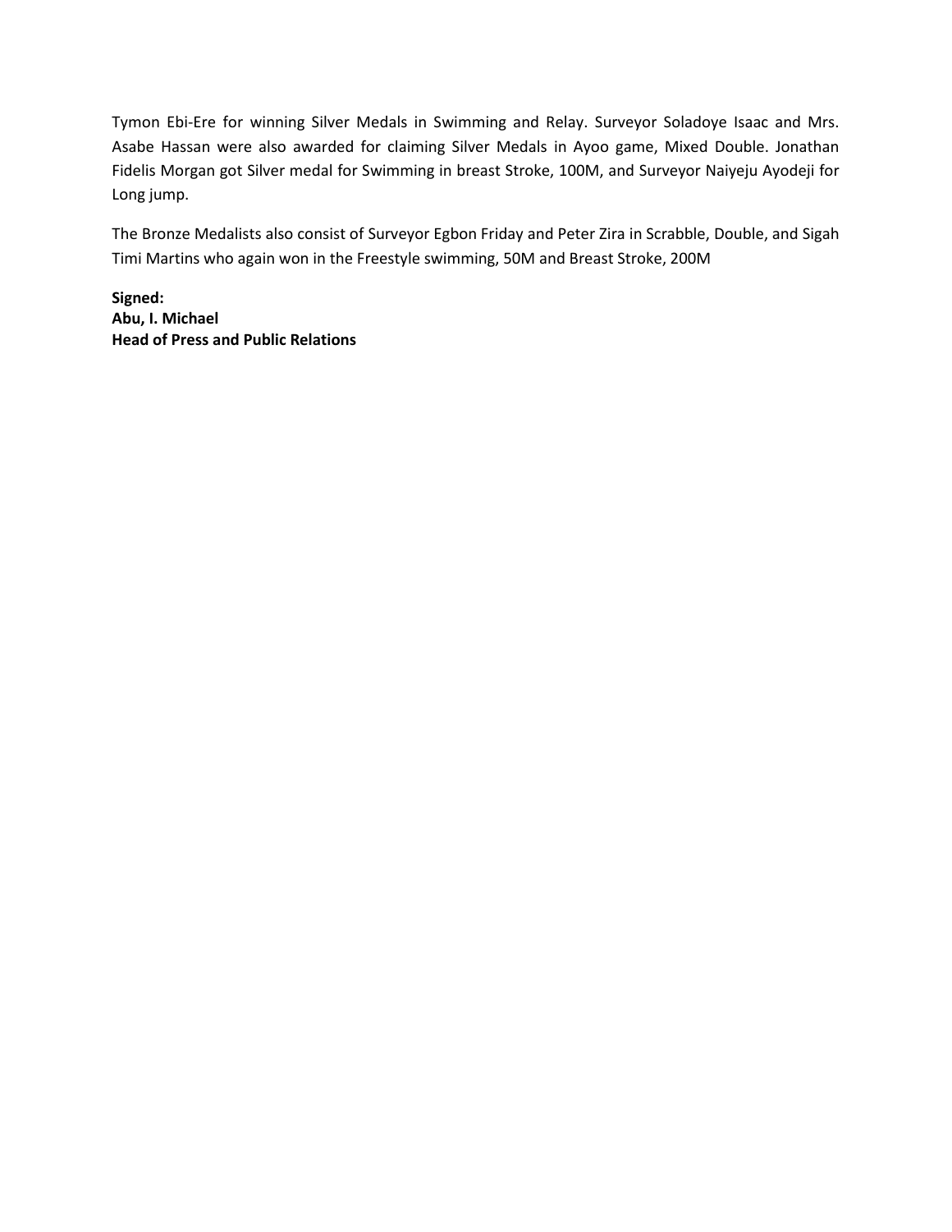Tymon Ebi-Ere for winning Silver Medals in Swimming and Relay. Surveyor Soladoye Isaac and Mrs. Asabe Hassan were also awarded for claiming Silver Medals in Ayoo game, Mixed Double. Jonathan Fidelis Morgan got Silver medal for Swimming in breast Stroke, 100M, and Surveyor Naiyeju Ayodeji for Long jump.

The Bronze Medalists also consist of Surveyor Egbon Friday and Peter Zira in Scrabble, Double, and Sigah Timi Martins who again won in the Freestyle swimming, 50M and Breast Stroke, 200M

**Signed:**
**Abu, I. Michael**
**Head of Press and Public Relations**